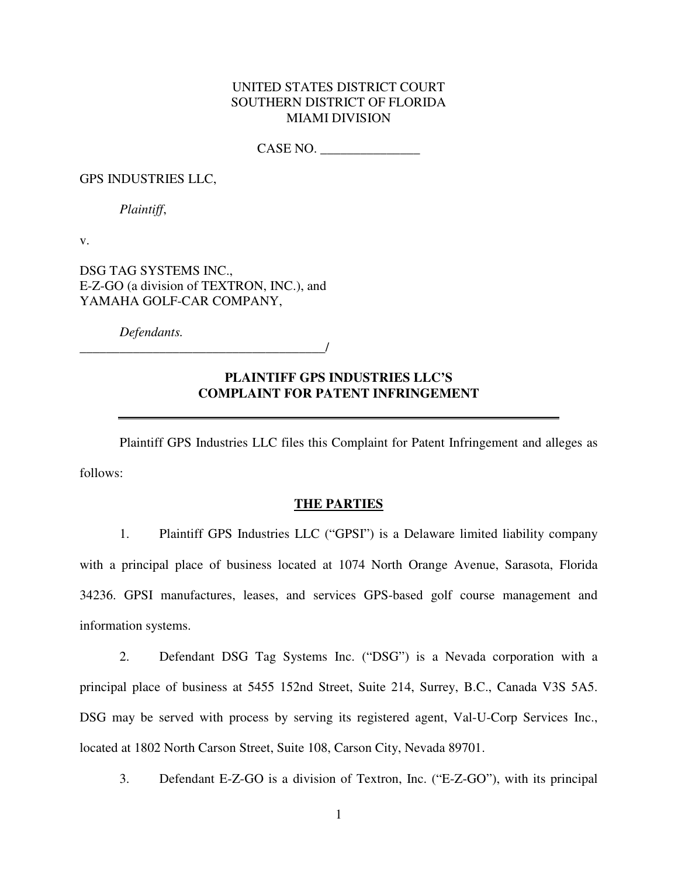UNITED STATES DISTRICT COURT
SOUTHERN DISTRICT OF FLORIDA
MIAMI DIVISION

CASE NO. _______________

GPS INDUSTRIES LLC,

*Plaintiff*,

v.

DSG TAG SYSTEMS INC.,
E-Z-GO (a division of TEXTRON, INC.), and
YAMAHA GOLF-CAR COMPANY,

*Defendants.*
_______________________________________/

**PLAINTIFF GPS INDUSTRIES LLC'S COMPLAINT FOR PATENT INFRINGEMENT**

---

Plaintiff GPS Industries LLC files this Complaint for Patent Infringement and alleges as follows:

**THE PARTIES**

1. Plaintiff GPS Industries LLC ("GPSI") is a Delaware limited liability company with a principal place of business located at 1074 North Orange Avenue, Sarasota, Florida 34236. GPSI manufactures, leases, and services GPS-based golf course management and information systems.

2. Defendant DSG Tag Systems Inc. ("DSG") is a Nevada corporation with a principal place of business at 5455 152nd Street, Suite 214, Surrey, B.C., Canada V3S 5A5. DSG may be served with process by serving its registered agent, Val-U-Corp Services Inc., located at 1802 North Carson Street, Suite 108, Carson City, Nevada 89701.

3. Defendant E-Z-GO is a division of Textron, Inc. ("E-Z-GO"), with its principal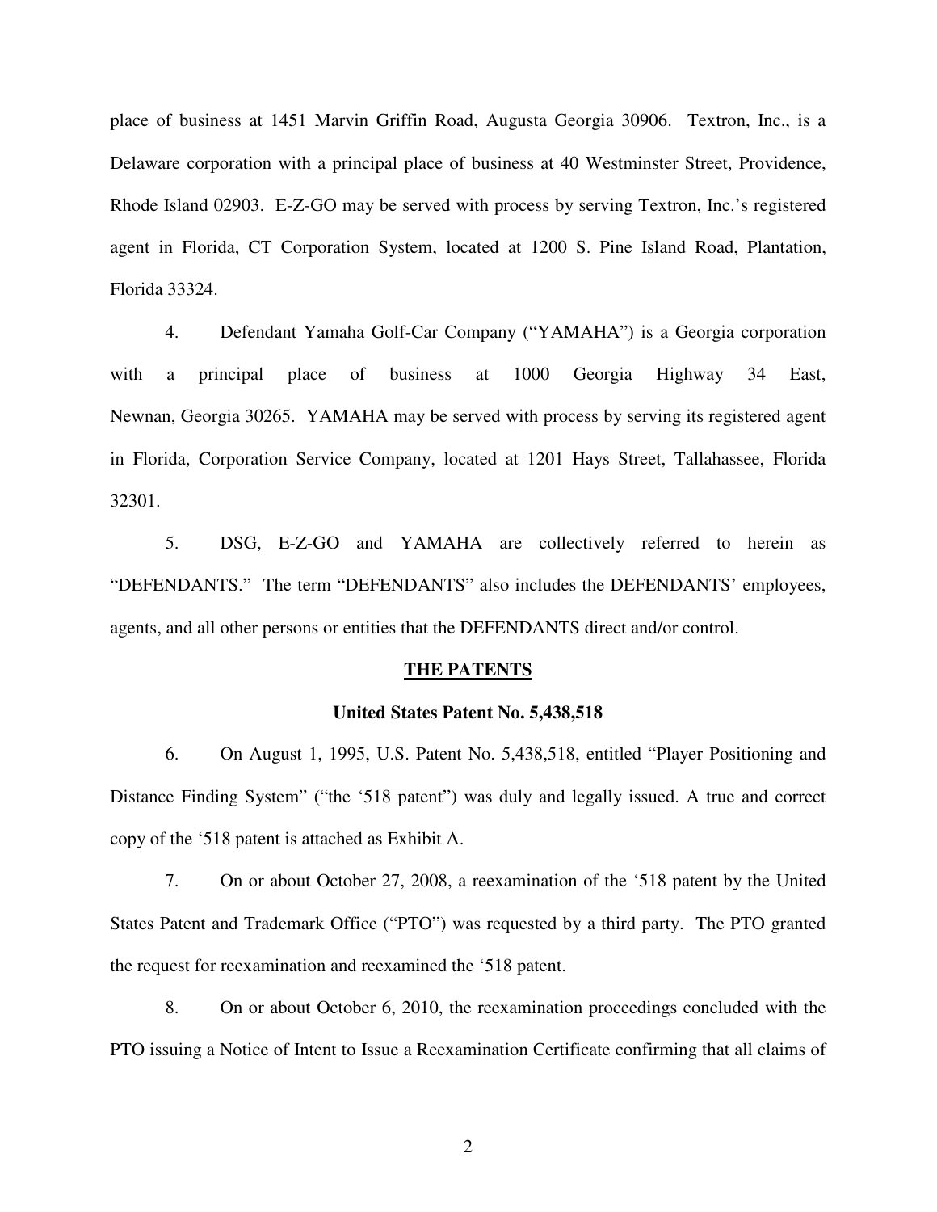place of business at 1451 Marvin Griffin Road, Augusta Georgia 30906. Textron, Inc., is a Delaware corporation with a principal place of business at 40 Westminster Street, Providence, Rhode Island 02903. E-Z-GO may be served with process by serving Textron, Inc.'s registered agent in Florida, CT Corporation System, located at 1200 S. Pine Island Road, Plantation, Florida 33324.

4. Defendant Yamaha Golf-Car Company ("YAMAHA") is a Georgia corporation with a principal place of business at 1000 Georgia Highway 34 East, Newnan, Georgia 30265. YAMAHA may be served with process by serving its registered agent in Florida, Corporation Service Company, located at 1201 Hays Street, Tallahassee, Florida 32301.

5. DSG, E-Z-GO and YAMAHA are collectively referred to herein as "DEFENDANTS." The term "DEFENDANTS" also includes the DEFENDANTS' employees, agents, and all other persons or entities that the DEFENDANTS direct and/or control.

## THE PATENTS

### United States Patent No. 5,438,518

6. On August 1, 1995, U.S. Patent No. 5,438,518, entitled "Player Positioning and Distance Finding System" ("the '518 patent") was duly and legally issued. A true and correct copy of the '518 patent is attached as Exhibit A.

7. On or about October 27, 2008, a reexamination of the '518 patent by the United States Patent and Trademark Office ("PTO") was requested by a third party. The PTO granted the request for reexamination and reexamined the '518 patent.

8. On or about October 6, 2010, the reexamination proceedings concluded with the PTO issuing a Notice of Intent to Issue a Reexamination Certificate confirming that all claims of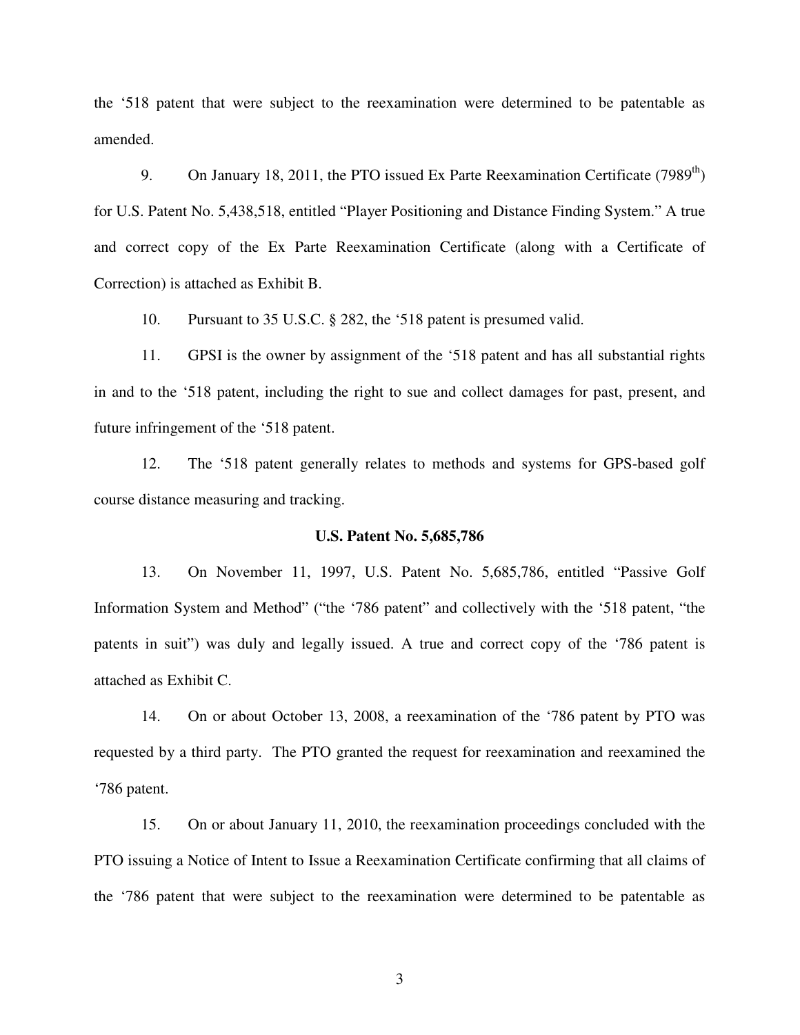the ‘518 patent that were subject to the reexamination were determined to be patentable as amended.

9. On January 18, 2011, the PTO issued Ex Parte Reexamination Certificate (7989th) for U.S. Patent No. 5,438,518, entitled “Player Positioning and Distance Finding System.” A true and correct copy of the Ex Parte Reexamination Certificate (along with a Certificate of Correction) is attached as Exhibit B.

10. Pursuant to 35 U.S.C. § 282, the ‘518 patent is presumed valid.

11. GPSI is the owner by assignment of the ‘518 patent and has all substantial rights in and to the ‘518 patent, including the right to sue and collect damages for past, present, and future infringement of the ‘518 patent.

12. The ‘518 patent generally relates to methods and systems for GPS-based golf course distance measuring and tracking.

**U.S. Patent No. 5,685,786**

13. On November 11, 1997, U.S. Patent No. 5,685,786, entitled “Passive Golf Information System and Method” (“the ‘786 patent” and collectively with the ‘518 patent, “the patents in suit”) was duly and legally issued. A true and correct copy of the ‘786 patent is attached as Exhibit C.

14. On or about October 13, 2008, a reexamination of the ‘786 patent by PTO was requested by a third party. The PTO granted the request for reexamination and reexamined the ‘786 patent.

15. On or about January 11, 2010, the reexamination proceedings concluded with the PTO issuing a Notice of Intent to Issue a Reexamination Certificate confirming that all claims of the ‘786 patent that were subject to the reexamination were determined to be patentable as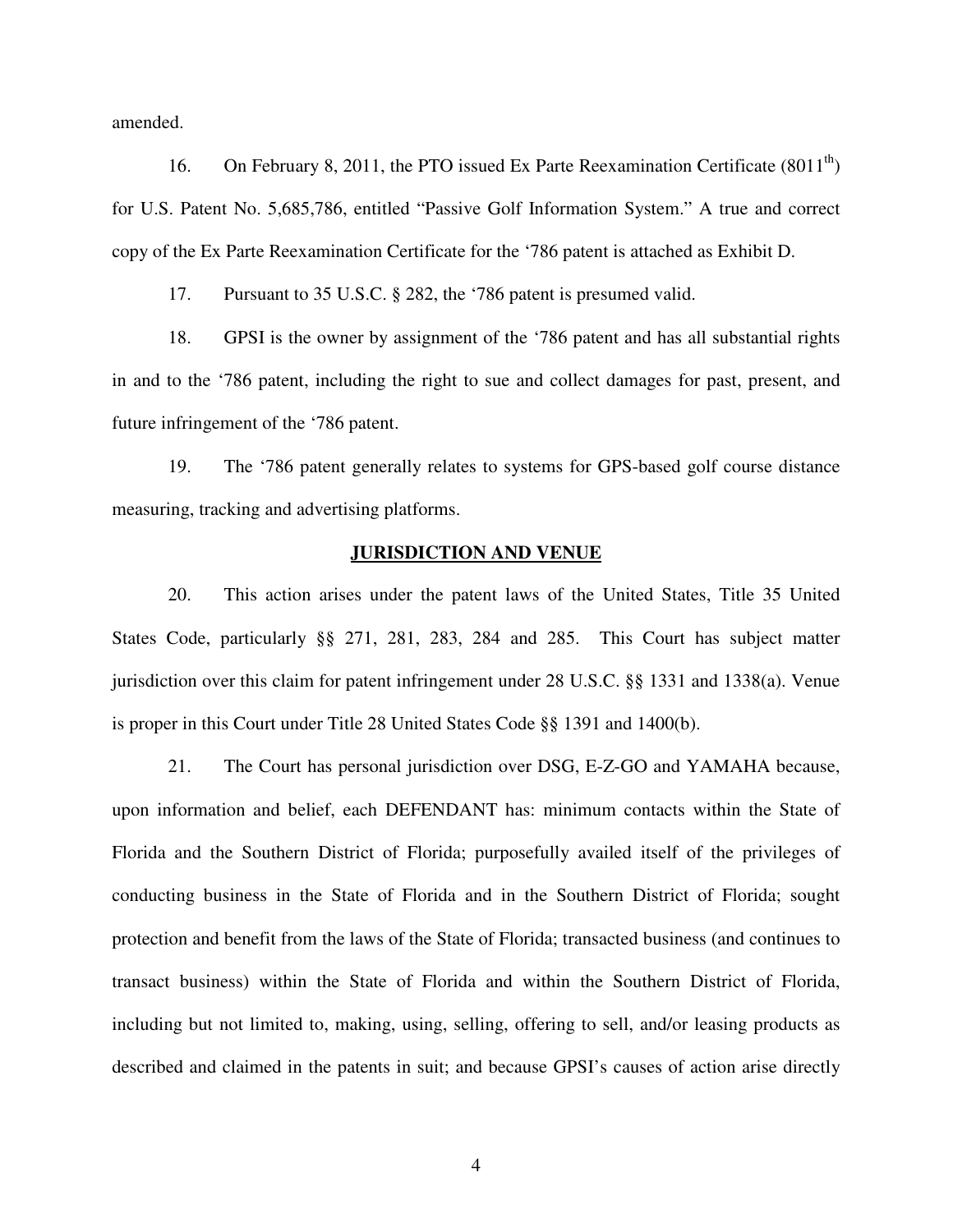amended.

16. On February 8, 2011, the PTO issued Ex Parte Reexamination Certificate (8011th) for U.S. Patent No. 5,685,786, entitled "Passive Golf Information System." A true and correct copy of the Ex Parte Reexamination Certificate for the '786 patent is attached as Exhibit D.

17. Pursuant to 35 U.S.C. § 282, the '786 patent is presumed valid.

18. GPSI is the owner by assignment of the '786 patent and has all substantial rights in and to the '786 patent, including the right to sue and collect damages for past, present, and future infringement of the '786 patent.

19. The '786 patent generally relates to systems for GPS-based golf course distance measuring, tracking and advertising platforms.

## JURISDICTION AND VENUE

20. This action arises under the patent laws of the United States, Title 35 United States Code, particularly §§ 271, 281, 283, 284 and 285. This Court has subject matter jurisdiction over this claim for patent infringement under 28 U.S.C. §§ 1331 and 1338(a). Venue is proper in this Court under Title 28 United States Code §§ 1391 and 1400(b).

21. The Court has personal jurisdiction over DSG, E-Z-GO and YAMAHA because, upon information and belief, each DEFENDANT has: minimum contacts within the State of Florida and the Southern District of Florida; purposefully availed itself of the privileges of conducting business in the State of Florida and in the Southern District of Florida; sought protection and benefit from the laws of the State of Florida; transacted business (and continues to transact business) within the State of Florida and within the Southern District of Florida, including but not limited to, making, using, selling, offering to sell, and/or leasing products as described and claimed in the patents in suit; and because GPSI's causes of action arise directly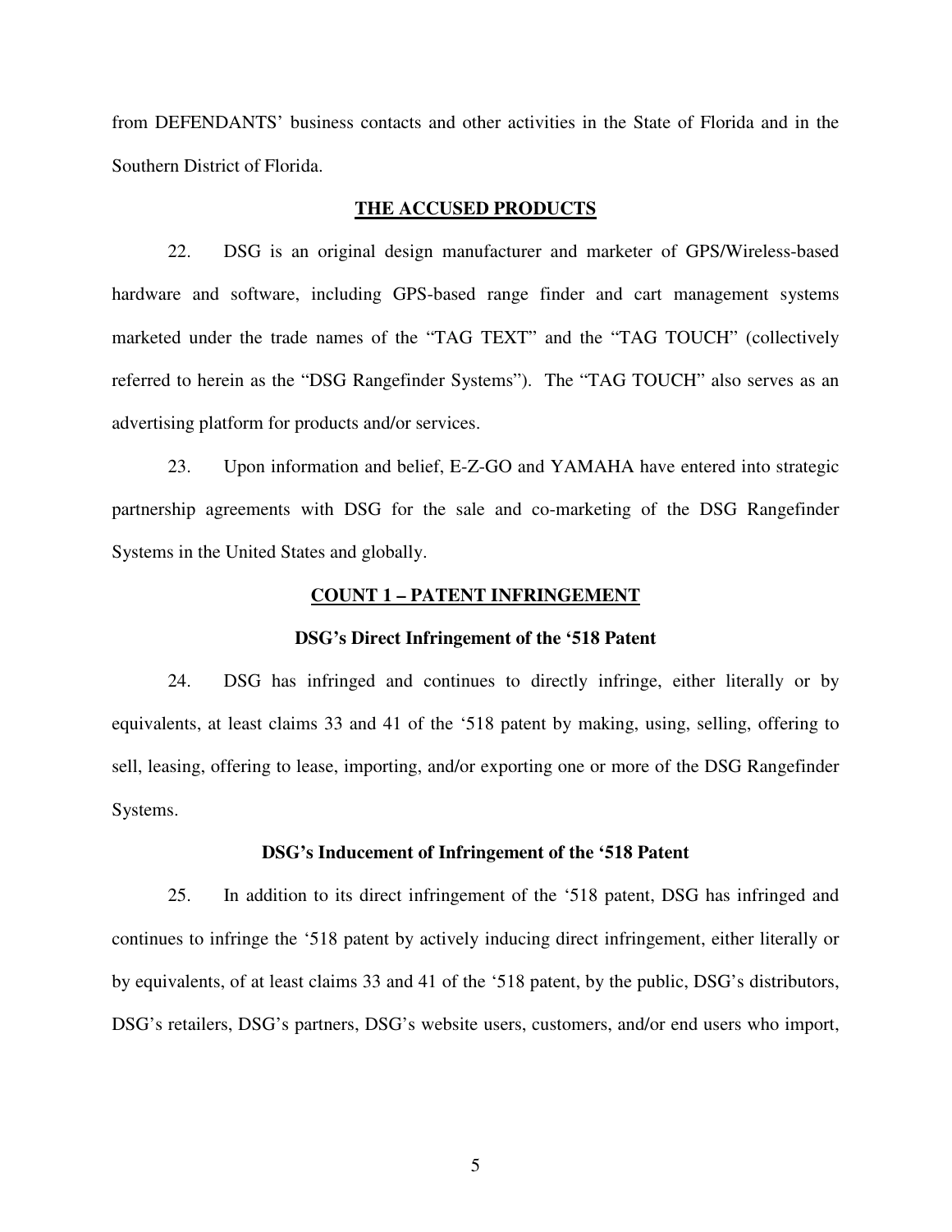from DEFENDANTS' business contacts and other activities in the State of Florida and in the Southern District of Florida.

## THE ACCUSED PRODUCTS

22. DSG is an original design manufacturer and marketer of GPS/Wireless-based hardware and software, including GPS-based range finder and cart management systems marketed under the trade names of the "TAG TEXT" and the "TAG TOUCH" (collectively referred to herein as the "DSG Rangefinder Systems"). The "TAG TOUCH" also serves as an advertising platform for products and/or services.

23. Upon information and belief, E-Z-GO and YAMAHA have entered into strategic partnership agreements with DSG for the sale and co-marketing of the DSG Rangefinder Systems in the United States and globally.

## COUNT 1 – PATENT INFRINGEMENT

### DSG's Direct Infringement of the '518 Patent

24. DSG has infringed and continues to directly infringe, either literally or by equivalents, at least claims 33 and 41 of the '518 patent by making, using, selling, offering to sell, leasing, offering to lease, importing, and/or exporting one or more of the DSG Rangefinder Systems.

### DSG's Inducement of Infringement of the '518 Patent

25. In addition to its direct infringement of the '518 patent, DSG has infringed and continues to infringe the '518 patent by actively inducing direct infringement, either literally or by equivalents, of at least claims 33 and 41 of the '518 patent, by the public, DSG's distributors, DSG's retailers, DSG's partners, DSG's website users, customers, and/or end users who import,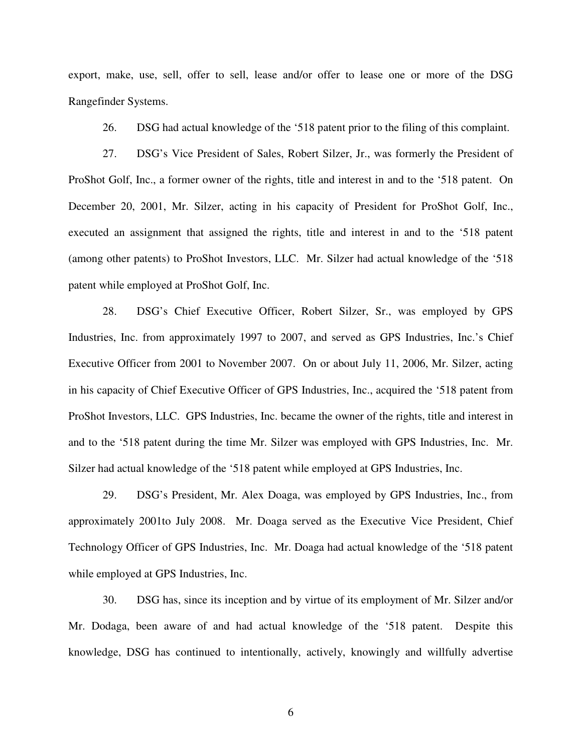export, make, use, sell, offer to sell, lease and/or offer to lease one or more of the DSG Rangefinder Systems.

26. DSG had actual knowledge of the '518 patent prior to the filing of this complaint.

27. DSG's Vice President of Sales, Robert Silzer, Jr., was formerly the President of ProShot Golf, Inc., a former owner of the rights, title and interest in and to the '518 patent. On December 20, 2001, Mr. Silzer, acting in his capacity of President for ProShot Golf, Inc., executed an assignment that assigned the rights, title and interest in and to the '518 patent (among other patents) to ProShot Investors, LLC. Mr. Silzer had actual knowledge of the '518 patent while employed at ProShot Golf, Inc.

28. DSG's Chief Executive Officer, Robert Silzer, Sr., was employed by GPS Industries, Inc. from approximately 1997 to 2007, and served as GPS Industries, Inc.'s Chief Executive Officer from 2001 to November 2007. On or about July 11, 2006, Mr. Silzer, acting in his capacity of Chief Executive Officer of GPS Industries, Inc., acquired the '518 patent from ProShot Investors, LLC. GPS Industries, Inc. became the owner of the rights, title and interest in and to the '518 patent during the time Mr. Silzer was employed with GPS Industries, Inc. Mr. Silzer had actual knowledge of the '518 patent while employed at GPS Industries, Inc.

29. DSG's President, Mr. Alex Doaga, was employed by GPS Industries, Inc., from approximately 2001to July 2008. Mr. Doaga served as the Executive Vice President, Chief Technology Officer of GPS Industries, Inc. Mr. Doaga had actual knowledge of the '518 patent while employed at GPS Industries, Inc.

30. DSG has, since its inception and by virtue of its employment of Mr. Silzer and/or Mr. Dodaga, been aware of and had actual knowledge of the '518 patent. Despite this knowledge, DSG has continued to intentionally, actively, knowingly and willfully advertise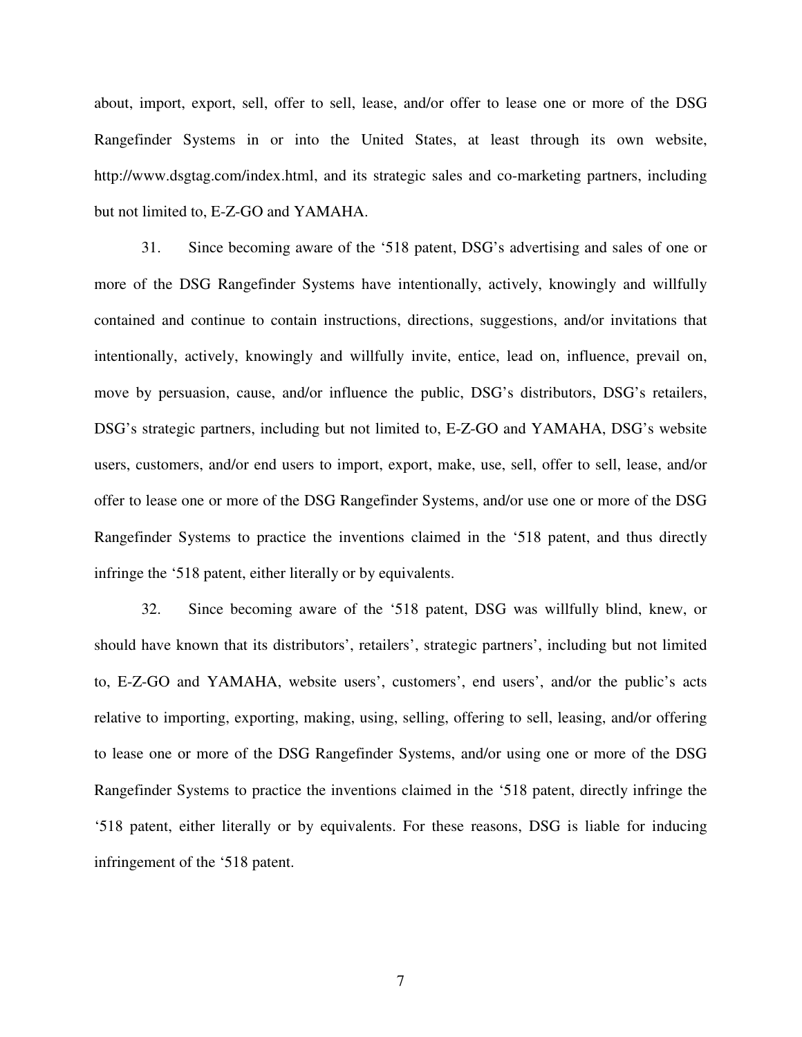about, import, export, sell, offer to sell, lease, and/or offer to lease one or more of the DSG Rangefinder Systems in or into the United States, at least through its own website, http://www.dsgtag.com/index.html, and its strategic sales and co-marketing partners, including but not limited to, E-Z-GO and YAMAHA.

31. Since becoming aware of the '518 patent, DSG's advertising and sales of one or more of the DSG Rangefinder Systems have intentionally, actively, knowingly and willfully contained and continue to contain instructions, directions, suggestions, and/or invitations that intentionally, actively, knowingly and willfully invite, entice, lead on, influence, prevail on, move by persuasion, cause, and/or influence the public, DSG's distributors, DSG's retailers, DSG's strategic partners, including but not limited to, E-Z-GO and YAMAHA, DSG's website users, customers, and/or end users to import, export, make, use, sell, offer to sell, lease, and/or offer to lease one or more of the DSG Rangefinder Systems, and/or use one or more of the DSG Rangefinder Systems to practice the inventions claimed in the '518 patent, and thus directly infringe the '518 patent, either literally or by equivalents.

32. Since becoming aware of the '518 patent, DSG was willfully blind, knew, or should have known that its distributors', retailers', strategic partners', including but not limited to, E-Z-GO and YAMAHA, website users', customers', end users', and/or the public's acts relative to importing, exporting, making, using, selling, offering to sell, leasing, and/or offering to lease one or more of the DSG Rangefinder Systems, and/or using one or more of the DSG Rangefinder Systems to practice the inventions claimed in the '518 patent, directly infringe the '518 patent, either literally or by equivalents. For these reasons, DSG is liable for inducing infringement of the '518 patent.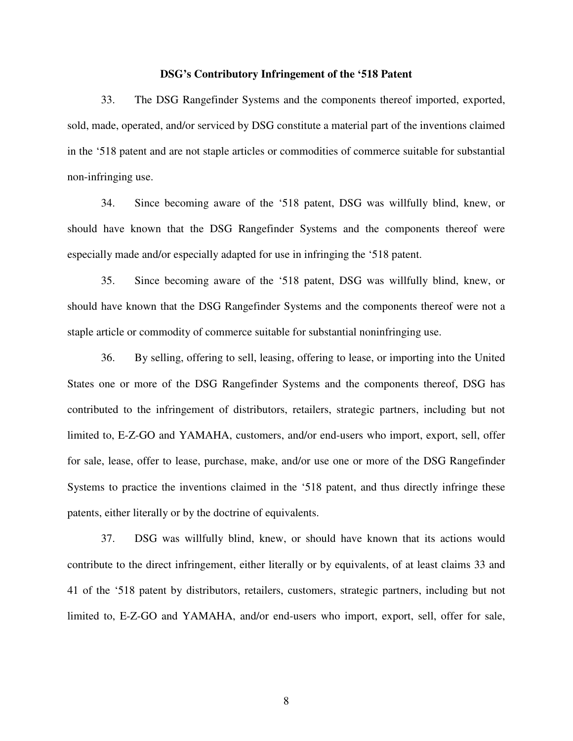### DSG's Contributory Infringement of the '518 Patent

33. The DSG Rangefinder Systems and the components thereof imported, exported, sold, made, operated, and/or serviced by DSG constitute a material part of the inventions claimed in the '518 patent and are not staple articles or commodities of commerce suitable for substantial non-infringing use.

34. Since becoming aware of the '518 patent, DSG was willfully blind, knew, or should have known that the DSG Rangefinder Systems and the components thereof were especially made and/or especially adapted for use in infringing the '518 patent.

35. Since becoming aware of the '518 patent, DSG was willfully blind, knew, or should have known that the DSG Rangefinder Systems and the components thereof were not a staple article or commodity of commerce suitable for substantial noninfringing use.

36. By selling, offering to sell, leasing, offering to lease, or importing into the United States one or more of the DSG Rangefinder Systems and the components thereof, DSG has contributed to the infringement of distributors, retailers, strategic partners, including but not limited to, E-Z-GO and YAMAHA, customers, and/or end-users who import, export, sell, offer for sale, lease, offer to lease, purchase, make, and/or use one or more of the DSG Rangefinder Systems to practice the inventions claimed in the '518 patent, and thus directly infringe these patents, either literally or by the doctrine of equivalents.

37. DSG was willfully blind, knew, or should have known that its actions would contribute to the direct infringement, either literally or by equivalents, of at least claims 33 and 41 of the '518 patent by distributors, retailers, customers, strategic partners, including but not limited to, E-Z-GO and YAMAHA, and/or end-users who import, export, sell, offer for sale,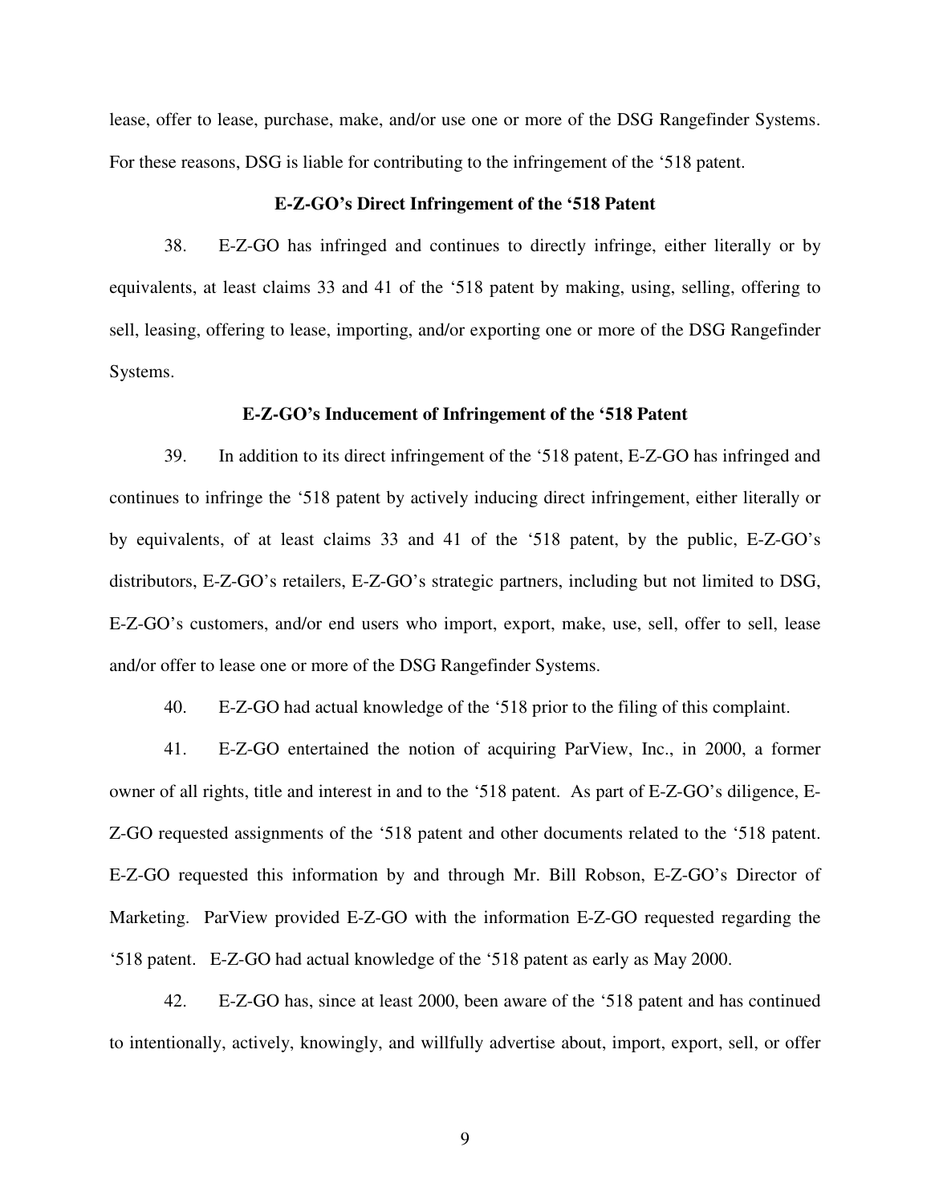lease, offer to lease, purchase, make, and/or use one or more of the DSG Rangefinder Systems. For these reasons, DSG is liable for contributing to the infringement of the '518 patent.

**E-Z-GO's Direct Infringement of the '518 Patent**

38. E-Z-GO has infringed and continues to directly infringe, either literally or by equivalents, at least claims 33 and 41 of the '518 patent by making, using, selling, offering to sell, leasing, offering to lease, importing, and/or exporting one or more of the DSG Rangefinder Systems.

**E-Z-GO's Inducement of Infringement of the '518 Patent**

39. In addition to its direct infringement of the '518 patent, E-Z-GO has infringed and continues to infringe the '518 patent by actively inducing direct infringement, either literally or by equivalents, of at least claims 33 and 41 of the '518 patent, by the public, E-Z-GO's distributors, E-Z-GO's retailers, E-Z-GO's strategic partners, including but not limited to DSG, E-Z-GO's customers, and/or end users who import, export, make, use, sell, offer to sell, lease and/or offer to lease one or more of the DSG Rangefinder Systems.

40. E-Z-GO had actual knowledge of the '518 prior to the filing of this complaint.

41. E-Z-GO entertained the notion of acquiring ParView, Inc., in 2000, a former owner of all rights, title and interest in and to the '518 patent. As part of E-Z-GO's diligence, E-Z-GO requested assignments of the '518 patent and other documents related to the '518 patent. E-Z-GO requested this information by and through Mr. Bill Robson, E-Z-GO's Director of Marketing. ParView provided E-Z-GO with the information E-Z-GO requested regarding the '518 patent. E-Z-GO had actual knowledge of the '518 patent as early as May 2000.

42. E-Z-GO has, since at least 2000, been aware of the '518 patent and has continued to intentionally, actively, knowingly, and willfully advertise about, import, export, sell, or offer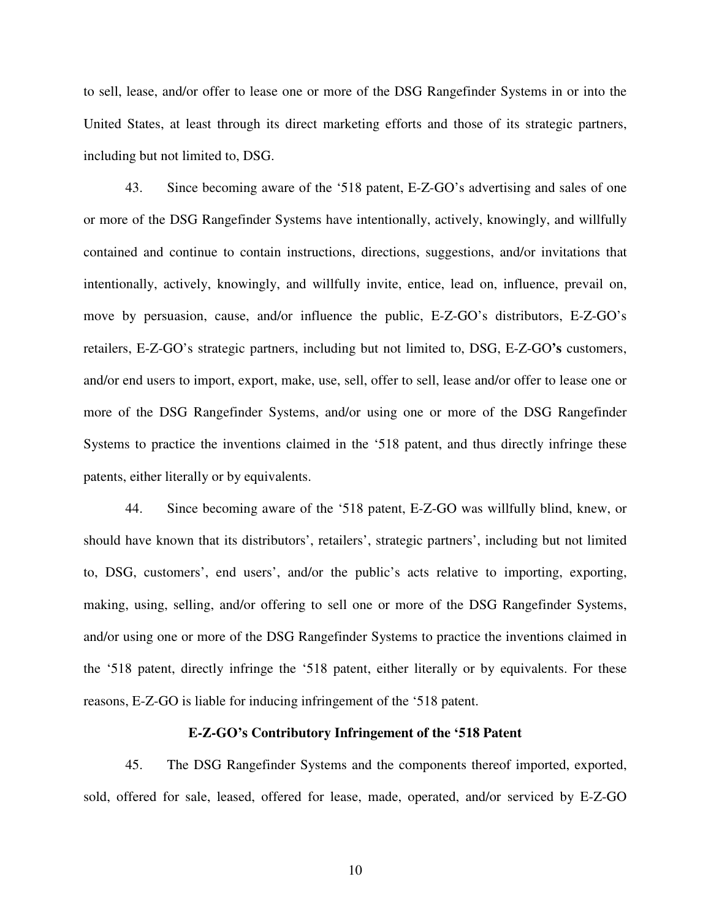to sell, lease, and/or offer to lease one or more of the DSG Rangefinder Systems in or into the United States, at least through its direct marketing efforts and those of its strategic partners, including but not limited to, DSG.

43. Since becoming aware of the '518 patent, E-Z-GO's advertising and sales of one or more of the DSG Rangefinder Systems have intentionally, actively, knowingly, and willfully contained and continue to contain instructions, directions, suggestions, and/or invitations that intentionally, actively, knowingly, and willfully invite, entice, lead on, influence, prevail on, move by persuasion, cause, and/or influence the public, E-Z-GO's distributors, E-Z-GO's retailers, E-Z-GO's strategic partners, including but not limited to, DSG, E-Z-GO**'s** customers, and/or end users to import, export, make, use, sell, offer to sell, lease and/or offer to lease one or more of the DSG Rangefinder Systems, and/or using one or more of the DSG Rangefinder Systems to practice the inventions claimed in the '518 patent, and thus directly infringe these patents, either literally or by equivalents.

44. Since becoming aware of the '518 patent, E-Z-GO was willfully blind, knew, or should have known that its distributors', retailers', strategic partners', including but not limited to, DSG, customers', end users', and/or the public's acts relative to importing, exporting, making, using, selling, and/or offering to sell one or more of the DSG Rangefinder Systems, and/or using one or more of the DSG Rangefinder Systems to practice the inventions claimed in the '518 patent, directly infringe the '518 patent, either literally or by equivalents. For these reasons, E-Z-GO is liable for inducing infringement of the '518 patent.

**E-Z-GO's Contributory Infringement of the '518 Patent**

45. The DSG Rangefinder Systems and the components thereof imported, exported, sold, offered for sale, leased, offered for lease, made, operated, and/or serviced by E-Z-GO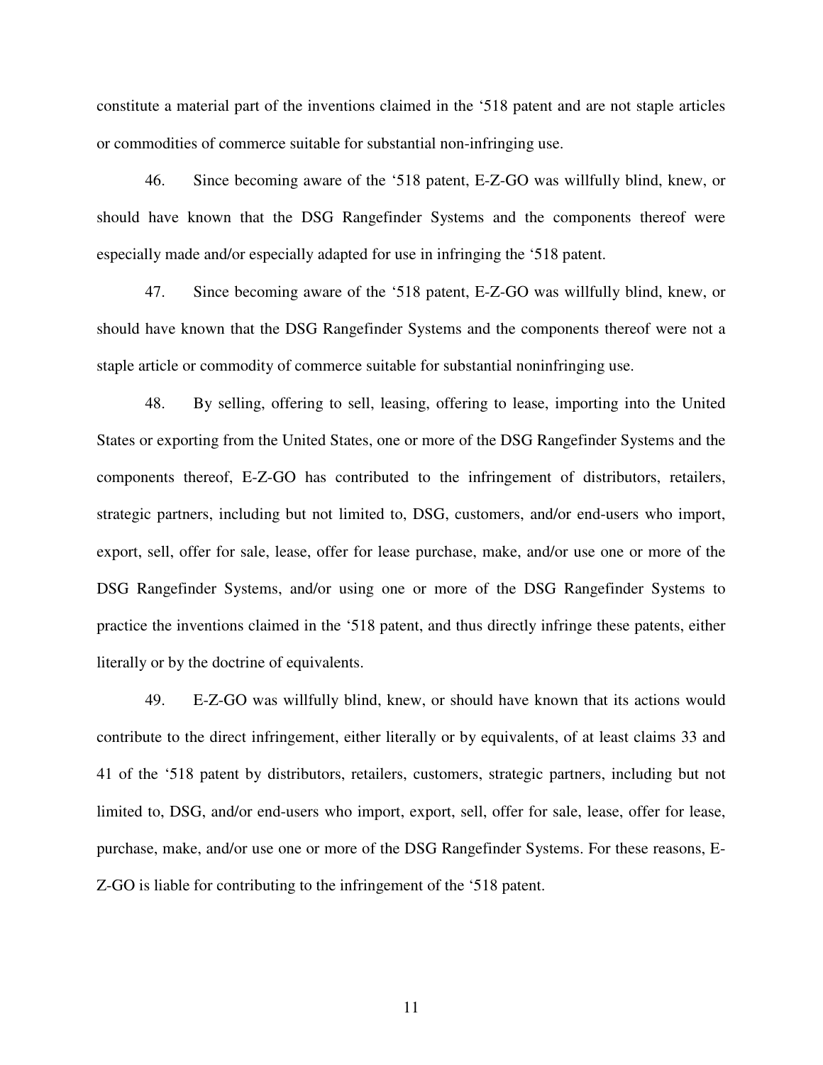constitute a material part of the inventions claimed in the ‘518 patent and are not staple articles or commodities of commerce suitable for substantial non-infringing use.

46. Since becoming aware of the ‘518 patent, E-Z-GO was willfully blind, knew, or should have known that the DSG Rangefinder Systems and the components thereof were especially made and/or especially adapted for use in infringing the ‘518 patent.

47. Since becoming aware of the ‘518 patent, E-Z-GO was willfully blind, knew, or should have known that the DSG Rangefinder Systems and the components thereof were not a staple article or commodity of commerce suitable for substantial noninfringing use.

48. By selling, offering to sell, leasing, offering to lease, importing into the United States or exporting from the United States, one or more of the DSG Rangefinder Systems and the components thereof, E-Z-GO has contributed to the infringement of distributors, retailers, strategic partners, including but not limited to, DSG, customers, and/or end-users who import, export, sell, offer for sale, lease, offer for lease purchase, make, and/or use one or more of the DSG Rangefinder Systems, and/or using one or more of the DSG Rangefinder Systems to practice the inventions claimed in the ‘518 patent, and thus directly infringe these patents, either literally or by the doctrine of equivalents.

49. E-Z-GO was willfully blind, knew, or should have known that its actions would contribute to the direct infringement, either literally or by equivalents, of at least claims 33 and 41 of the ‘518 patent by distributors, retailers, customers, strategic partners, including but not limited to, DSG, and/or end-users who import, export, sell, offer for sale, lease, offer for lease, purchase, make, and/or use one or more of the DSG Rangefinder Systems. For these reasons, E-Z-GO is liable for contributing to the infringement of the ‘518 patent.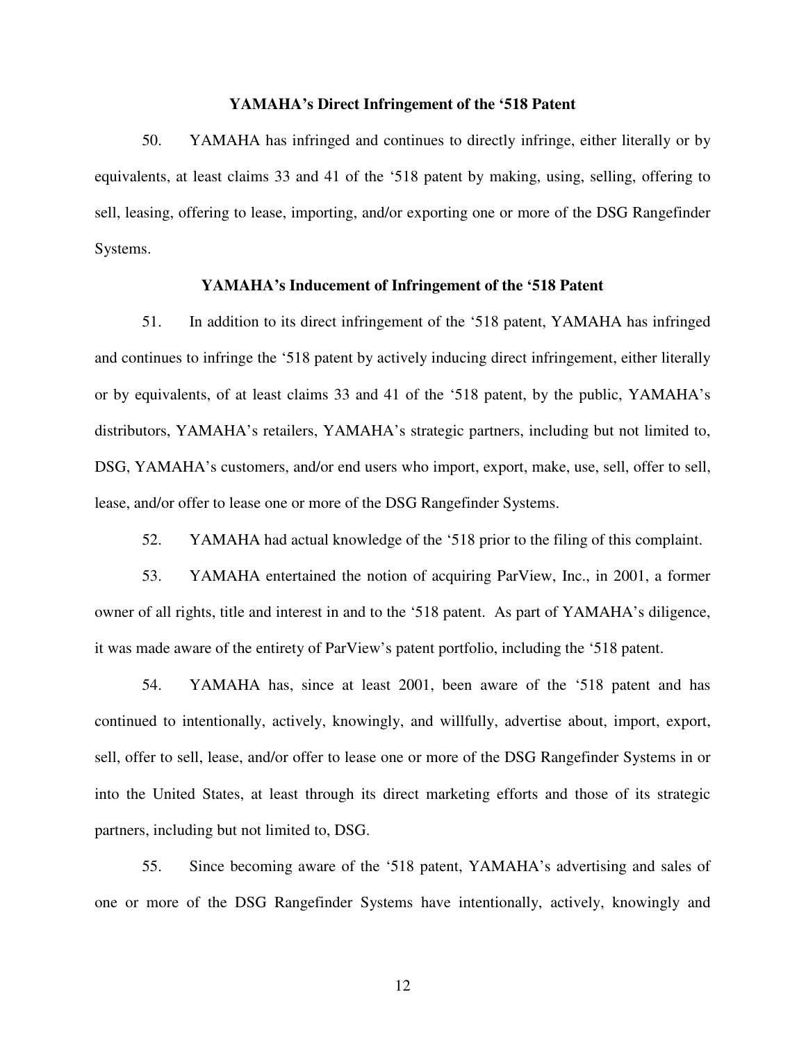### YAMAHA's Direct Infringement of the '518 Patent

50. YAMAHA has infringed and continues to directly infringe, either literally or by equivalents, at least claims 33 and 41 of the '518 patent by making, using, selling, offering to sell, leasing, offering to lease, importing, and/or exporting one or more of the DSG Rangefinder Systems.

### YAMAHA's Inducement of Infringement of the '518 Patent

51. In addition to its direct infringement of the '518 patent, YAMAHA has infringed and continues to infringe the '518 patent by actively inducing direct infringement, either literally or by equivalents, of at least claims 33 and 41 of the '518 patent, by the public, YAMAHA's distributors, YAMAHA's retailers, YAMAHA's strategic partners, including but not limited to, DSG, YAMAHA's customers, and/or end users who import, export, make, use, sell, offer to sell, lease, and/or offer to lease one or more of the DSG Rangefinder Systems.

52. YAMAHA had actual knowledge of the '518 prior to the filing of this complaint.

53. YAMAHA entertained the notion of acquiring ParView, Inc., in 2001, a former owner of all rights, title and interest in and to the '518 patent. As part of YAMAHA's diligence, it was made aware of the entirety of ParView's patent portfolio, including the '518 patent.

54. YAMAHA has, since at least 2001, been aware of the '518 patent and has continued to intentionally, actively, knowingly, and willfully, advertise about, import, export, sell, offer to sell, lease, and/or offer to lease one or more of the DSG Rangefinder Systems in or into the United States, at least through its direct marketing efforts and those of its strategic partners, including but not limited to, DSG.

55. Since becoming aware of the '518 patent, YAMAHA's advertising and sales of one or more of the DSG Rangefinder Systems have intentionally, actively, knowingly and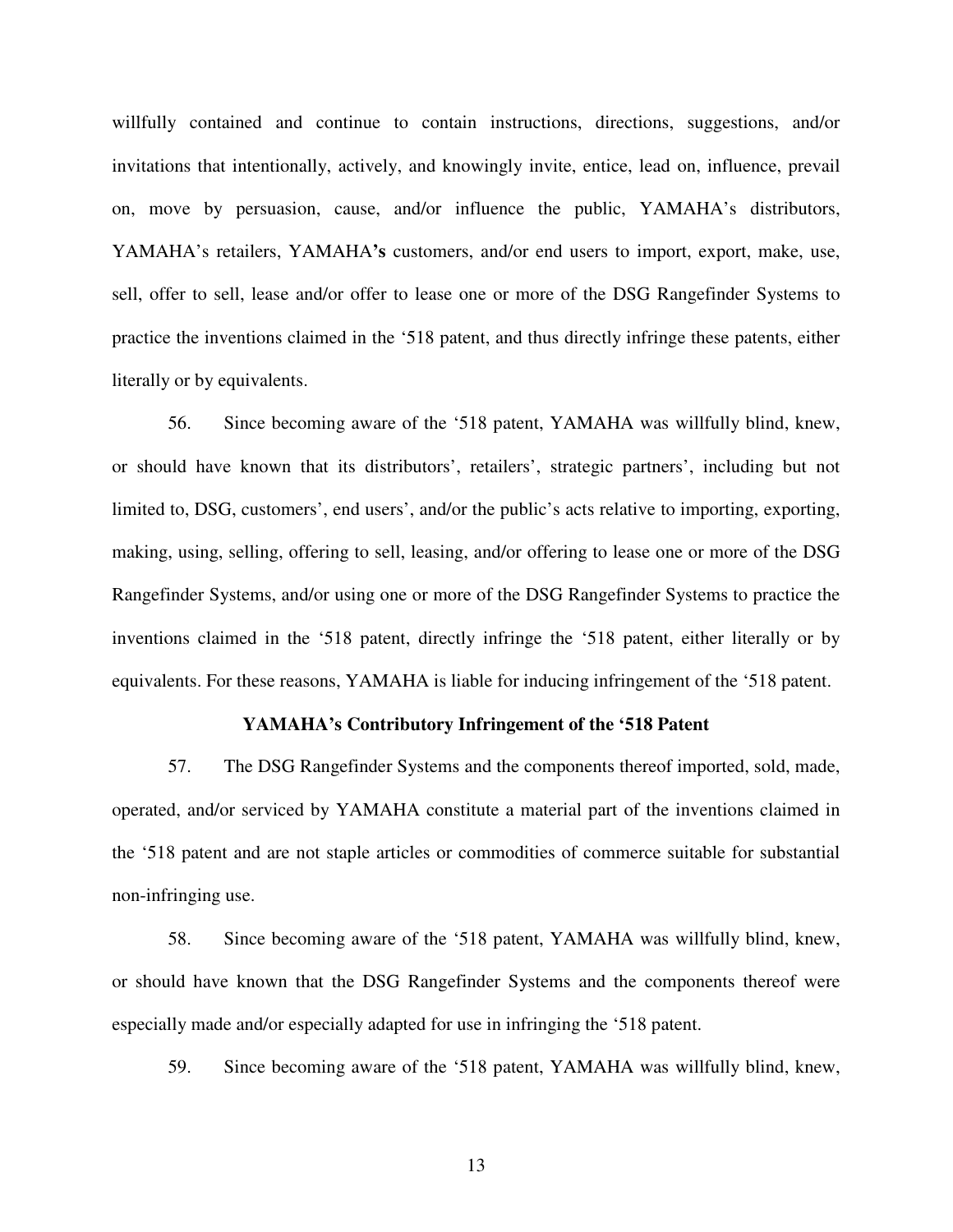willfully contained and continue to contain instructions, directions, suggestions, and/or invitations that intentionally, actively, and knowingly invite, entice, lead on, influence, prevail on, move by persuasion, cause, and/or influence the public, YAMAHA's distributors, YAMAHA's retailers, YAMAHA**'s** customers, and/or end users to import, export, make, use, sell, offer to sell, lease and/or offer to lease one or more of the DSG Rangefinder Systems to practice the inventions claimed in the '518 patent, and thus directly infringe these patents, either literally or by equivalents.

56. Since becoming aware of the '518 patent, YAMAHA was willfully blind, knew, or should have known that its distributors', retailers', strategic partners', including but not limited to, DSG, customers', end users', and/or the public's acts relative to importing, exporting, making, using, selling, offering to sell, leasing, and/or offering to lease one or more of the DSG Rangefinder Systems, and/or using one or more of the DSG Rangefinder Systems to practice the inventions claimed in the '518 patent, directly infringe the '518 patent, either literally or by equivalents. For these reasons, YAMAHA is liable for inducing infringement of the '518 patent.

**YAMAHA's Contributory Infringement of the '518 Patent**

57. The DSG Rangefinder Systems and the components thereof imported, sold, made, operated, and/or serviced by YAMAHA constitute a material part of the inventions claimed in the '518 patent and are not staple articles or commodities of commerce suitable for substantial non-infringing use.

58. Since becoming aware of the '518 patent, YAMAHA was willfully blind, knew, or should have known that the DSG Rangefinder Systems and the components thereof were especially made and/or especially adapted for use in infringing the '518 patent.

59. Since becoming aware of the '518 patent, YAMAHA was willfully blind, knew,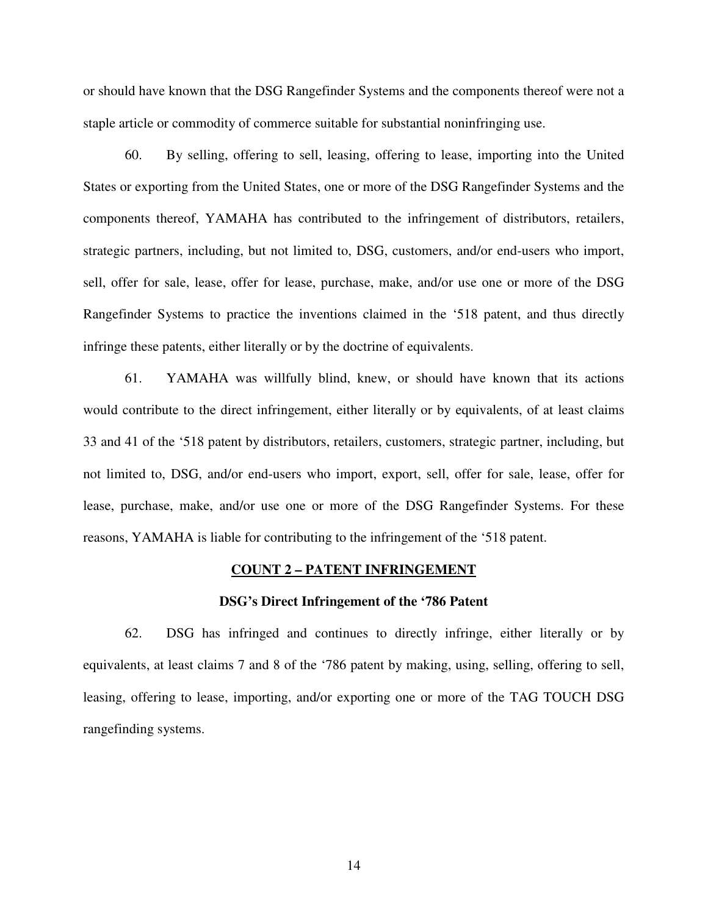or should have known that the DSG Rangefinder Systems and the components thereof were not a staple article or commodity of commerce suitable for substantial noninfringing use.

60. By selling, offering to sell, leasing, offering to lease, importing into the United States or exporting from the United States, one or more of the DSG Rangefinder Systems and the components thereof, YAMAHA has contributed to the infringement of distributors, retailers, strategic partners, including, but not limited to, DSG, customers, and/or end-users who import, sell, offer for sale, lease, offer for lease, purchase, make, and/or use one or more of the DSG Rangefinder Systems to practice the inventions claimed in the '518 patent, and thus directly infringe these patents, either literally or by the doctrine of equivalents.

61. YAMAHA was willfully blind, knew, or should have known that its actions would contribute to the direct infringement, either literally or by equivalents, of at least claims 33 and 41 of the '518 patent by distributors, retailers, customers, strategic partner, including, but not limited to, DSG, and/or end-users who import, export, sell, offer for sale, lease, offer for lease, purchase, make, and/or use one or more of the DSG Rangefinder Systems. For these reasons, YAMAHA is liable for contributing to the infringement of the '518 patent.

## COUNT 2 – PATENT INFRINGEMENT

### DSG's Direct Infringement of the '786 Patent

62. DSG has infringed and continues to directly infringe, either literally or by equivalents, at least claims 7 and 8 of the '786 patent by making, using, selling, offering to sell, leasing, offering to lease, importing, and/or exporting one or more of the TAG TOUCH DSG rangefinding systems.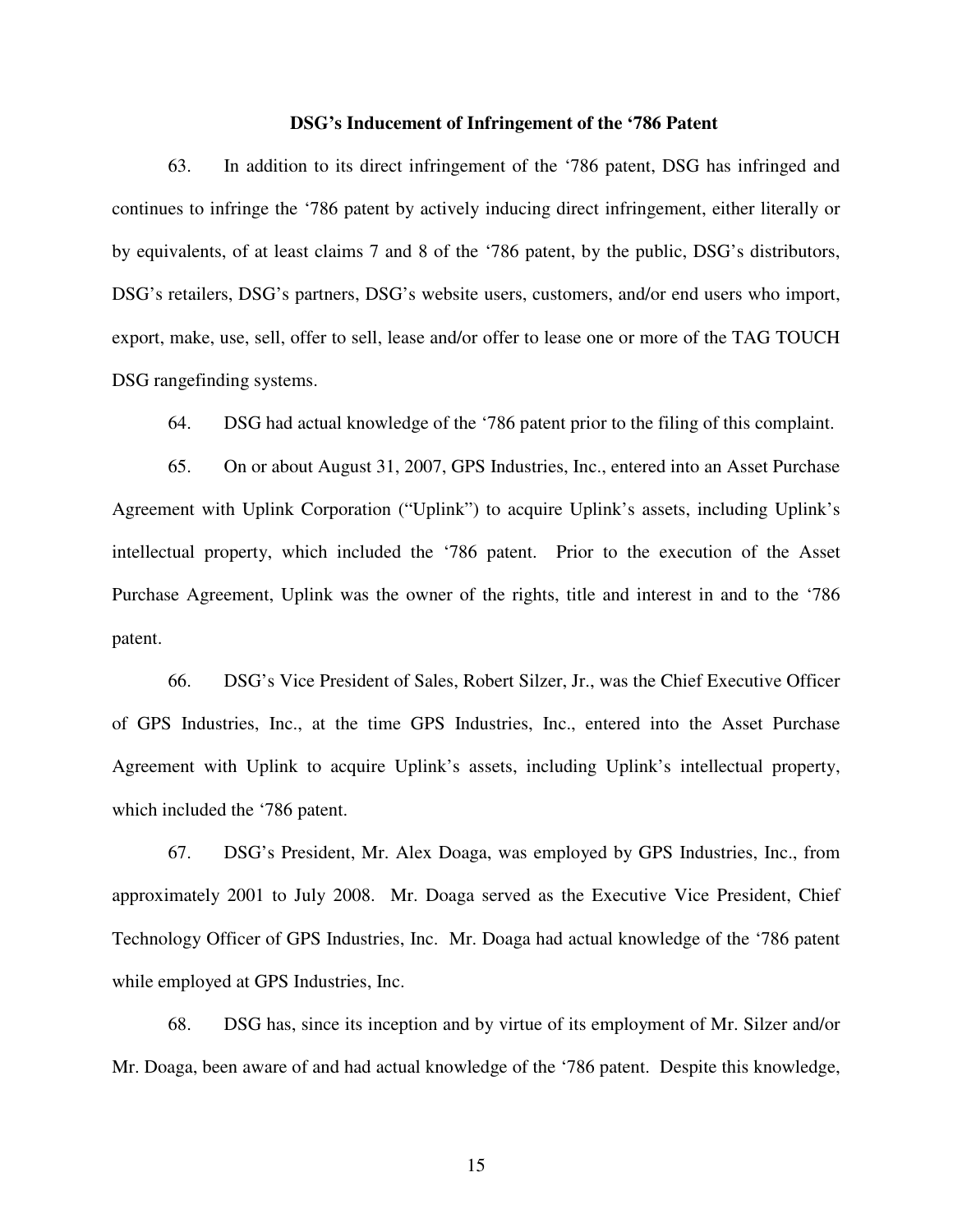**DSG's Inducement of Infringement of the '786 Patent**

63. In addition to its direct infringement of the '786 patent, DSG has infringed and continues to infringe the '786 patent by actively inducing direct infringement, either literally or by equivalents, of at least claims 7 and 8 of the '786 patent, by the public, DSG's distributors, DSG's retailers, DSG's partners, DSG's website users, customers, and/or end users who import, export, make, use, sell, offer to sell, lease and/or offer to lease one or more of the TAG TOUCH DSG rangefinding systems.

64. DSG had actual knowledge of the '786 patent prior to the filing of this complaint.

65. On or about August 31, 2007, GPS Industries, Inc., entered into an Asset Purchase Agreement with Uplink Corporation ("Uplink") to acquire Uplink's assets, including Uplink's intellectual property, which included the '786 patent. Prior to the execution of the Asset Purchase Agreement, Uplink was the owner of the rights, title and interest in and to the '786 patent.

66. DSG's Vice President of Sales, Robert Silzer, Jr., was the Chief Executive Officer of GPS Industries, Inc., at the time GPS Industries, Inc., entered into the Asset Purchase Agreement with Uplink to acquire Uplink's assets, including Uplink's intellectual property, which included the '786 patent.

67. DSG's President, Mr. Alex Doaga, was employed by GPS Industries, Inc., from approximately 2001 to July 2008. Mr. Doaga served as the Executive Vice President, Chief Technology Officer of GPS Industries, Inc. Mr. Doaga had actual knowledge of the '786 patent while employed at GPS Industries, Inc.

68. DSG has, since its inception and by virtue of its employment of Mr. Silzer and/or Mr. Doaga, been aware of and had actual knowledge of the '786 patent. Despite this knowledge,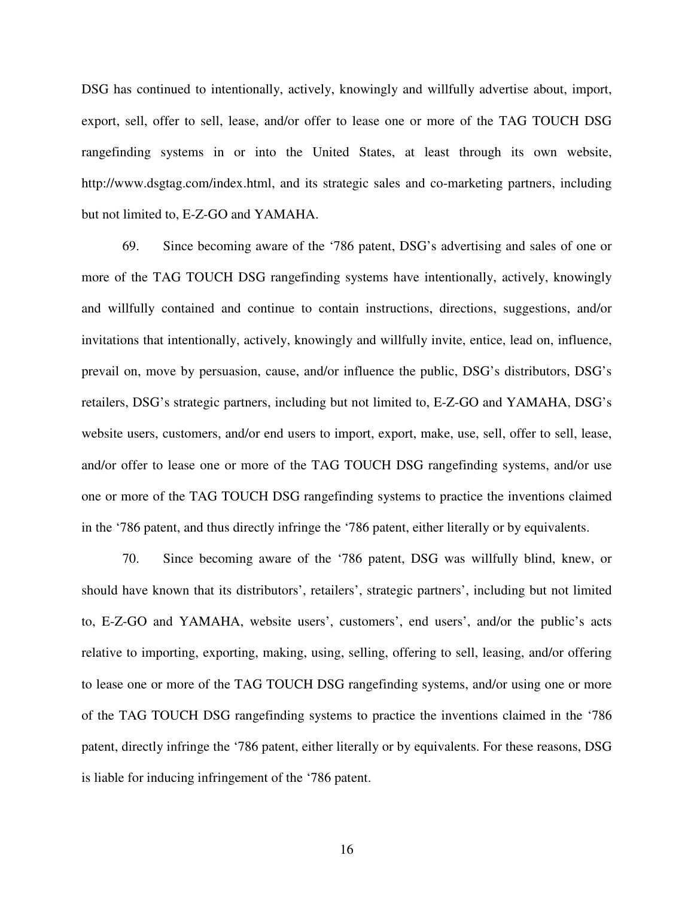DSG has continued to intentionally, actively, knowingly and willfully advertise about, import, export, sell, offer to sell, lease, and/or offer to lease one or more of the TAG TOUCH DSG rangefinding systems in or into the United States, at least through its own website, http://www.dsgtag.com/index.html, and its strategic sales and co-marketing partners, including but not limited to, E-Z-GO and YAMAHA.

69. Since becoming aware of the '786 patent, DSG's advertising and sales of one or more of the TAG TOUCH DSG rangefinding systems have intentionally, actively, knowingly and willfully contained and continue to contain instructions, directions, suggestions, and/or invitations that intentionally, actively, knowingly and willfully invite, entice, lead on, influence, prevail on, move by persuasion, cause, and/or influence the public, DSG's distributors, DSG's retailers, DSG's strategic partners, including but not limited to, E-Z-GO and YAMAHA, DSG's website users, customers, and/or end users to import, export, make, use, sell, offer to sell, lease, and/or offer to lease one or more of the TAG TOUCH DSG rangefinding systems, and/or use one or more of the TAG TOUCH DSG rangefinding systems to practice the inventions claimed in the '786 patent, and thus directly infringe the '786 patent, either literally or by equivalents.

70. Since becoming aware of the '786 patent, DSG was willfully blind, knew, or should have known that its distributors', retailers', strategic partners', including but not limited to, E-Z-GO and YAMAHA, website users', customers', end users', and/or the public's acts relative to importing, exporting, making, using, selling, offering to sell, leasing, and/or offering to lease one or more of the TAG TOUCH DSG rangefinding systems, and/or using one or more of the TAG TOUCH DSG rangefinding systems to practice the inventions claimed in the '786 patent, directly infringe the '786 patent, either literally or by equivalents. For these reasons, DSG is liable for inducing infringement of the '786 patent.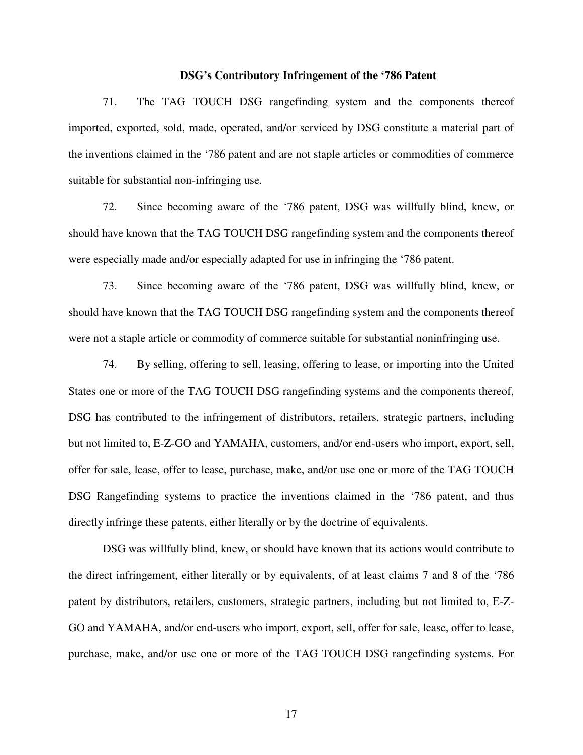**DSG's Contributory Infringement of the '786 Patent**

71. The TAG TOUCH DSG rangefinding system and the components thereof imported, exported, sold, made, operated, and/or serviced by DSG constitute a material part of the inventions claimed in the '786 patent and are not staple articles or commodities of commerce suitable for substantial non-infringing use.

72. Since becoming aware of the '786 patent, DSG was willfully blind, knew, or should have known that the TAG TOUCH DSG rangefinding system and the components thereof were especially made and/or especially adapted for use in infringing the '786 patent.

73. Since becoming aware of the '786 patent, DSG was willfully blind, knew, or should have known that the TAG TOUCH DSG rangefinding system and the components thereof were not a staple article or commodity of commerce suitable for substantial noninfringing use.

74. By selling, offering to sell, leasing, offering to lease, or importing into the United States one or more of the TAG TOUCH DSG rangefinding systems and the components thereof, DSG has contributed to the infringement of distributors, retailers, strategic partners, including but not limited to, E-Z-GO and YAMAHA, customers, and/or end-users who import, export, sell, offer for sale, lease, offer to lease, purchase, make, and/or use one or more of the TAG TOUCH DSG Rangefinding systems to practice the inventions claimed in the '786 patent, and thus directly infringe these patents, either literally or by the doctrine of equivalents.

DSG was willfully blind, knew, or should have known that its actions would contribute to the direct infringement, either literally or by equivalents, of at least claims 7 and 8 of the '786 patent by distributors, retailers, customers, strategic partners, including but not limited to, E-Z-GO and YAMAHA, and/or end-users who import, export, sell, offer for sale, lease, offer to lease, purchase, make, and/or use one or more of the TAG TOUCH DSG rangefinding systems. For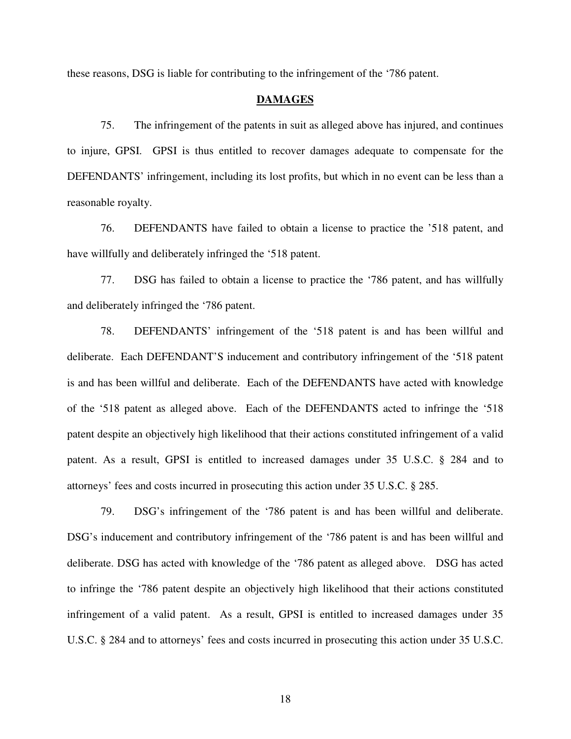these reasons, DSG is liable for contributing to the infringement of the '786 patent.

## **DAMAGES**

75. The infringement of the patents in suit as alleged above has injured, and continues to injure, GPSI. GPSI is thus entitled to recover damages adequate to compensate for the DEFENDANTS' infringement, including its lost profits, but which in no event can be less than a reasonable royalty.

76. DEFENDANTS have failed to obtain a license to practice the '518 patent, and have willfully and deliberately infringed the '518 patent.

77. DSG has failed to obtain a license to practice the '786 patent, and has willfully and deliberately infringed the '786 patent.

78. DEFENDANTS' infringement of the '518 patent is and has been willful and deliberate. Each DEFENDANT'S inducement and contributory infringement of the '518 patent is and has been willful and deliberate. Each of the DEFENDANTS have acted with knowledge of the '518 patent as alleged above. Each of the DEFENDANTS acted to infringe the '518 patent despite an objectively high likelihood that their actions constituted infringement of a valid patent. As a result, GPSI is entitled to increased damages under 35 U.S.C. § 284 and to attorneys' fees and costs incurred in prosecuting this action under 35 U.S.C. § 285.

79. DSG's infringement of the '786 patent is and has been willful and deliberate. DSG's inducement and contributory infringement of the '786 patent is and has been willful and deliberate. DSG has acted with knowledge of the '786 patent as alleged above. DSG has acted to infringe the '786 patent despite an objectively high likelihood that their actions constituted infringement of a valid patent. As a result, GPSI is entitled to increased damages under 35 U.S.C. § 284 and to attorneys' fees and costs incurred in prosecuting this action under 35 U.S.C.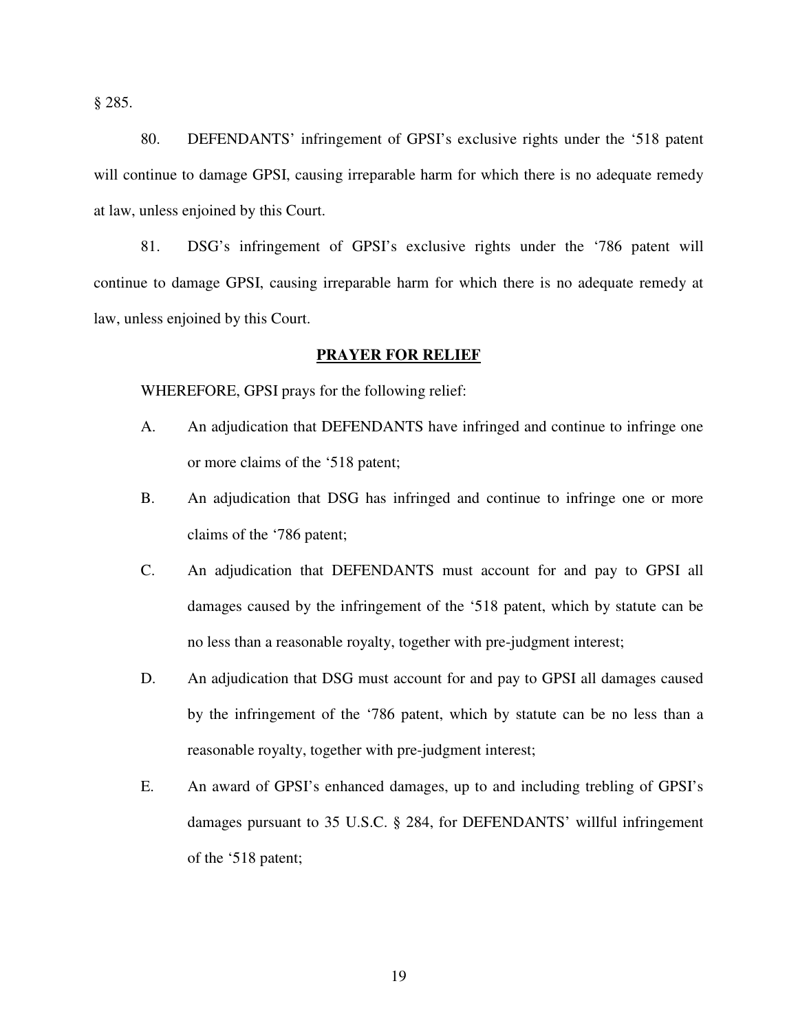§ 285.

80. DEFENDANTS' infringement of GPSI's exclusive rights under the '518 patent will continue to damage GPSI, causing irreparable harm for which there is no adequate remedy at law, unless enjoined by this Court.

81. DSG's infringement of GPSI's exclusive rights under the '786 patent will continue to damage GPSI, causing irreparable harm for which there is no adequate remedy at law, unless enjoined by this Court.

## PRAYER FOR RELIEF

WHEREFORE, GPSI prays for the following relief:

A. An adjudication that DEFENDANTS have infringed and continue to infringe one or more claims of the '518 patent;

B. An adjudication that DSG has infringed and continue to infringe one or more claims of the '786 patent;

C. An adjudication that DEFENDANTS must account for and pay to GPSI all damages caused by the infringement of the '518 patent, which by statute can be no less than a reasonable royalty, together with pre-judgment interest;

D. An adjudication that DSG must account for and pay to GPSI all damages caused by the infringement of the '786 patent, which by statute can be no less than a reasonable royalty, together with pre-judgment interest;

E. An award of GPSI's enhanced damages, up to and including trebling of GPSI's damages pursuant to 35 U.S.C. § 284, for DEFENDANTS' willful infringement of the '518 patent;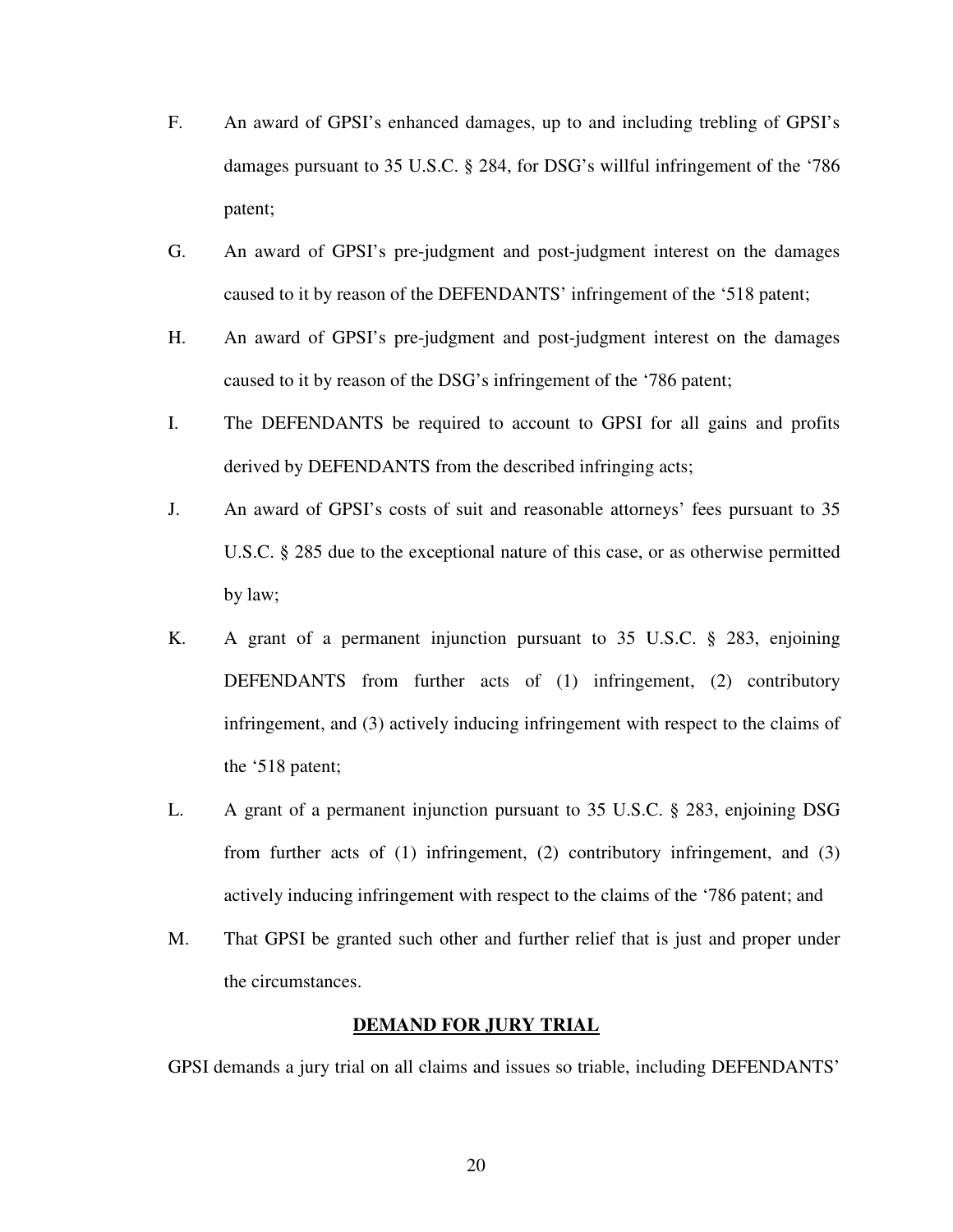F. An award of GPSI's enhanced damages, up to and including trebling of GPSI's damages pursuant to 35 U.S.C. § 284, for DSG's willful infringement of the '786 patent;

G. An award of GPSI's pre-judgment and post-judgment interest on the damages caused to it by reason of the DEFENDANTS' infringement of the '518 patent;

H. An award of GPSI's pre-judgment and post-judgment interest on the damages caused to it by reason of the DSG's infringement of the '786 patent;

I. The DEFENDANTS be required to account to GPSI for all gains and profits derived by DEFENDANTS from the described infringing acts;

J. An award of GPSI's costs of suit and reasonable attorneys' fees pursuant to 35 U.S.C. § 285 due to the exceptional nature of this case, or as otherwise permitted by law;

K. A grant of a permanent injunction pursuant to 35 U.S.C. § 283, enjoining DEFENDANTS from further acts of (1) infringement, (2) contributory infringement, and (3) actively inducing infringement with respect to the claims of the '518 patent;

L. A grant of a permanent injunction pursuant to 35 U.S.C. § 283, enjoining DSG from further acts of (1) infringement, (2) contributory infringement, and (3) actively inducing infringement with respect to the claims of the '786 patent; and

M. That GPSI be granted such other and further relief that is just and proper under the circumstances.

**DEMAND FOR JURY TRIAL**

GPSI demands a jury trial on all claims and issues so triable, including DEFENDANTS'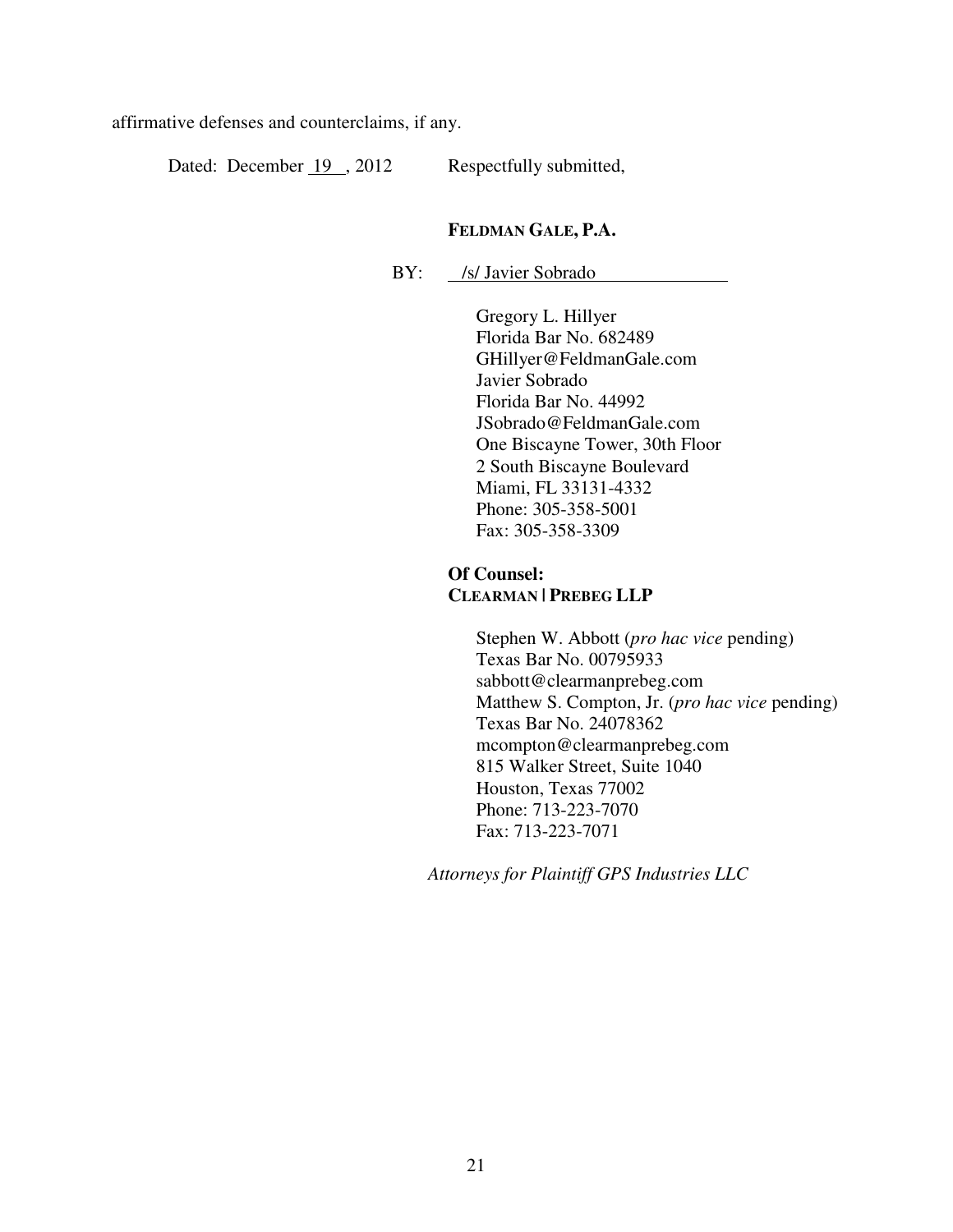affirmative defenses and counterclaims, if any.

Dated: December 19, 2012

Respectfully submitted,

**FELDMAN GALE, P.A.**

BY: /s/ Javier Sobrado

Gregory L. Hillyer
Florida Bar No. 682489
GHillyer@FeldmanGale.com
Javier Sobrado
Florida Bar No. 44992
JSobrado@FeldmanGale.com
One Biscayne Tower, 30th Floor
2 South Biscayne Boulevard
Miami, FL 33131-4332
Phone: 305-358-5001
Fax: 305-358-3309

**Of Counsel:**
**CLEARMAN | PREBEG LLP**

Stephen W. Abbott (*pro hac vice* pending)
Texas Bar No. 00795933
sabbott@clearmanprebeg.com
Matthew S. Compton, Jr. (*pro hac vice* pending)
Texas Bar No. 24078362
mcompton@clearmanprebeg.com
815 Walker Street, Suite 1040
Houston, Texas 77002
Phone: 713-223-7070
Fax: 713-223-7071

*Attorneys for Plaintiff GPS Industries LLC*